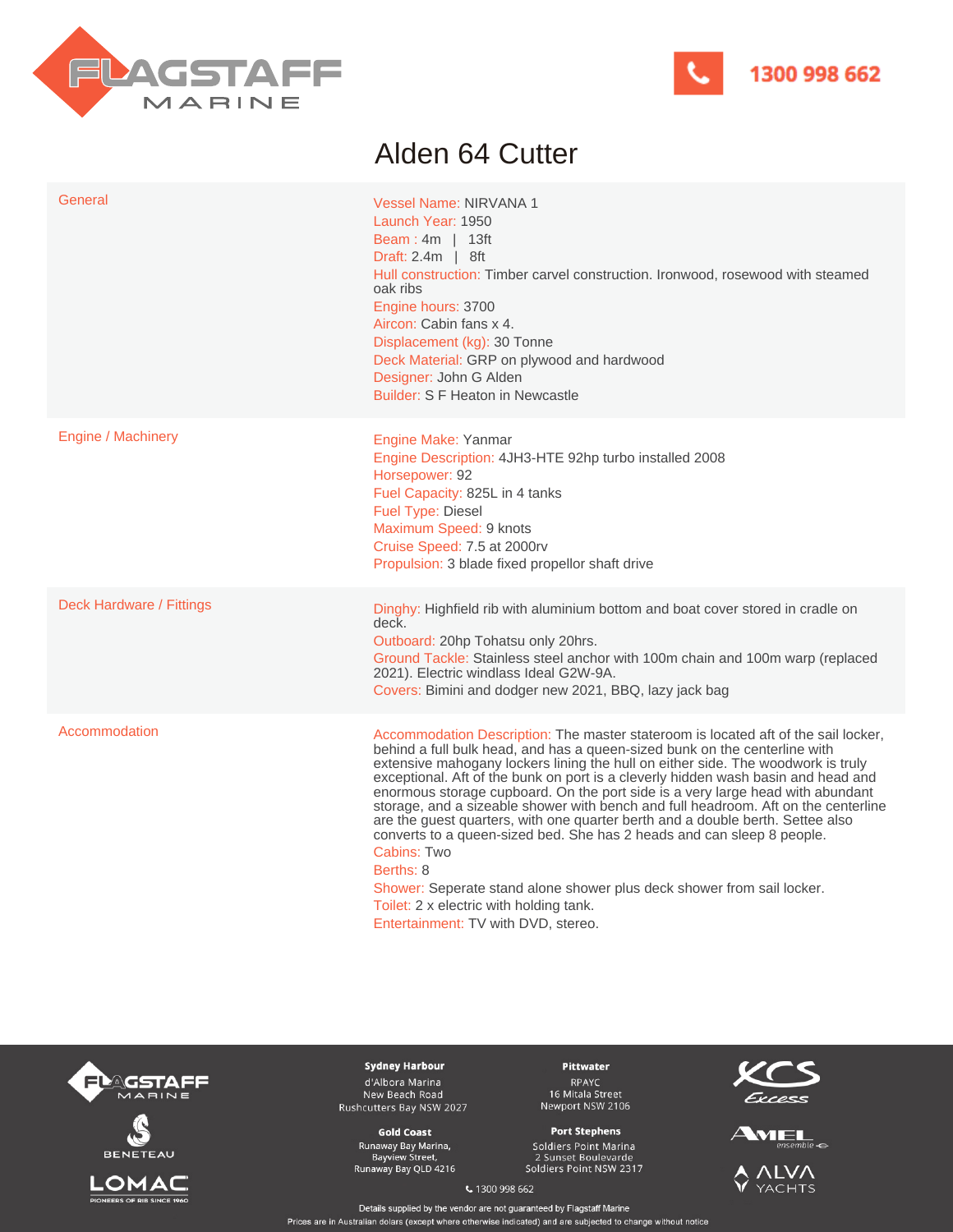Flagstaff Marine

1300 998 662

# Alden 64 Cutter

## General

Vessel Name: NIRVANA 1
Launch Year: 1950
Beam : 4m | 13ft
Draft: 2.4m | 8ft
Hull construction: Timber carvel construction. Ironwood, rosewood with steamed oak ribs
Engine hours: 3700
Aircon: Cabin fans x 4.
Displacement (kg): 30 Tonne
Deck Material: GRP on plywood and hardwood
Designer: John G Alden
Builder: S F Heaton in Newcastle

## Engine / Machinery

Engine Make: Yanmar
Engine Description: 4JH3-HTE 92hp turbo installed 2008
Horsepower: 92
Fuel Capacity: 825L in 4 tanks
Fuel Type: Diesel
Maximum Speed: 9 knots
Cruise Speed: 7.5 at 2000rv
Propulsion: 3 blade fixed propellor shaft drive

## Deck Hardware / Fittings

Dinghy: Highfield rib with aluminium bottom and boat cover stored in cradle on deck.
Outboard: 20hp Tohatsu only 20hrs.
Ground Tackle: Stainless steel anchor with 100m chain and 100m warp (replaced 2021). Electric windlass Ideal G2W-9A.
Covers: Bimini and dodger new 2021, BBQ, lazy jack bag

## Accommodation

Accommodation Description: The master stateroom is located aft of the sail locker, behind a full bulk head, and has a queen-sized bunk on the centerline with extensive mahogany lockers lining the hull on either side. The woodwork is truly exceptional. Aft of the bunk on port is a cleverly hidden wash basin and head and enormous storage cupboard. On the port side is a very large head with abundant storage, and a sizeable shower with bench and full headroom. Aft on the centerline are the guest quarters, with one quarter berth and a double berth. Settee also converts to a queen-sized bed. She has 2 heads and can sleep 8 people.
Cabins: Two
Berths: 8
Shower: Seperate stand alone shower plus deck shower from sail locker.
Toilet: 2 x electric with holding tank.
Entertainment: TV with DVD, stereo.

**Sydney Harbour**
d'Albora Marina
New Beach Road
Rushcutters Bay NSW 2027

**Pittwater**
RPAYC
16 Mitala Street
Newport NSW 2106

**Gold Coast**
Runaway Bay Marina,
Bayview Street,
Runaway Bay QLD 4216

**Port Stephens**
Soldiers Point Marina
2 Sunset Boulevarde
Soldiers Point NSW 2317

1300 998 662

Details supplied by the vendor are not guaranteed by Flagstaff Marine
Prices are in Australian dolars (except where otherwise indicated) and are subjected to change without notice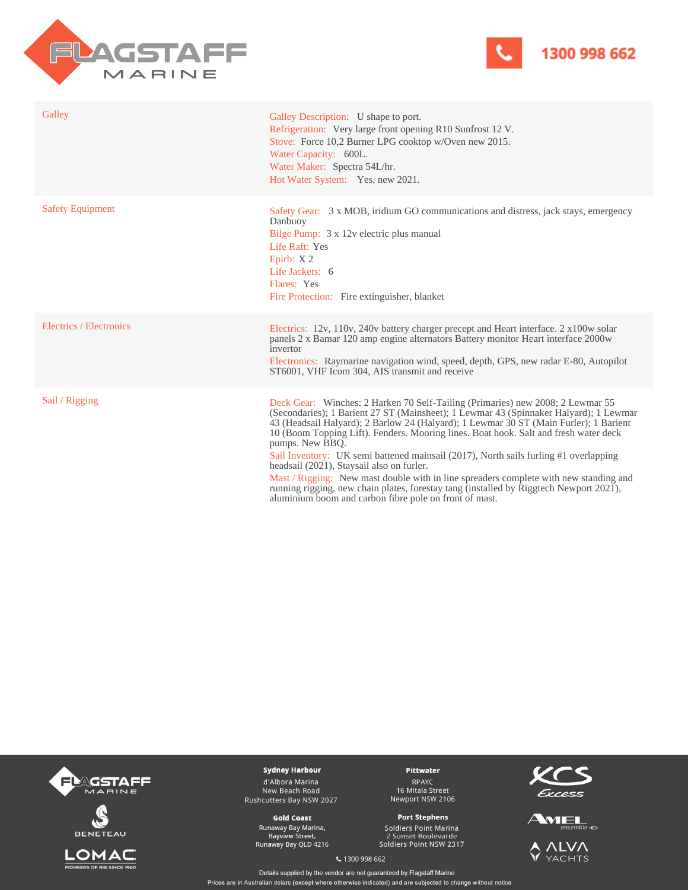| | |
|---|---|
| Galley | Galley Description: U shape to port.<br>Refrigeration: Very large front opening R10 Sunfrost 12 V.<br>Stove: Force 10,2 Burner LPG cooktop w/Oven new 2015.<br>Water Capacity: 600L.<br>Water Maker: Spectra 54L/hr.<br>Hot Water System: Yes, new 2021. |
| Safety Equipment | Safety Gear: 3 x MOB, iridium GO communications and distress, jack stays, emergency Danbuoy<br>Bilge Pump: 3 x 12v electric plus manual<br>Life Raft: Yes<br>Epirb: X 2<br>Life Jackets: 6<br>Flares: Yes<br>Fire Protection: Fire extinguisher, blanket |
| Electrics / Electronics | Electrics: 12v, 110v, 240v battery charger precept and Heart interface. 2 x100w solar panels 2 x Bamar 120 amp engine alternators Battery monitor Heart interface 2000w invertor<br>Electronics: Raymarine navigation wind, speed, depth, GPS, new radar E-80, Autopilot ST6001, VHF Icom 304, AIS transmit and receive |
| Sail / Rigging | Deck Gear: Winches: 2 Harken 70 Self-Tailing (Primaries) new 2008; 2 Lewmar 55 (Secondaries); 1 Barient 27 ST (Mainsheet); 1 Lewmar 43 (Spinnaker Halyard); 1 Lewmar 43 (Headsail Halyard); 2 Barlow 24 (Halyard); 1 Lewmar 30 ST (Main Furler); 1 Barient 10 (Boom Topping Lift). Fenders. Mooring lines. Boat hook. Salt and fresh water deck pumps. New BBQ.<br>Sail Inventory: UK semi battened mainsail (2017), North sails furling #1 overlapping headsail (2021), Staysail also on furler.<br>Mast / Rigging: New mast double with in line spreaders complete with new standing and running rigging, new chain plates, forestay tang (installed by Riggtech Newport 2021), aluminium boom and carbon fibre pole on front of mast. |